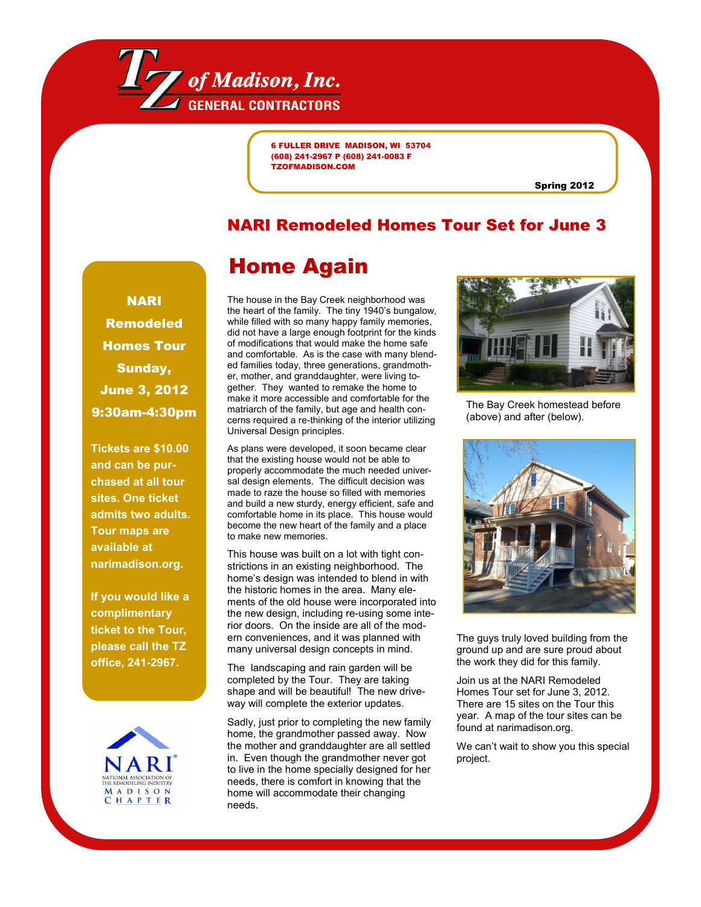# TZ of Madison, Inc.

GENERAL CONTRACTORS

6 FULLER DRIVE MADISON, WI 53704
(608) 241-2967 P (608) 241-0083 F
TZOFMADISON.COM

Spring 2012

## NARI Remodeled Homes Tour Set for June 3

**NARI Remodeled Homes Tour Sunday, June 3, 2012 9:30am-4:30pm**

**Tickets are $10.00 and can be purchased at all tour sites. One ticket admits two adults. Tour maps are available at narimadison.org.**

**If you would like a complimentary ticket to the Tour, please call the TZ office, 241-2967.**

NARI National Association of the Remodeling Industry Madison Chapter

## Home Again

The house in the Bay Creek neighborhood was the heart of the family. The tiny 1940's bungalow, while filled with so many happy family memories, did not have a large enough footprint for the kinds of modifications that would make the home safe and comfortable. As is the case with many blended families today, three generations, grandmother, mother, and granddaughter, were living together. They wanted to remake the home to make it more accessible and comfortable for the matriarch of the family, but age and health concerns required a re-thinking of the interior utilizing Universal Design principles.

As plans were developed, it soon became clear that the existing house would not be able to properly accommodate the much needed universal design elements. The difficult decision was made to raze the house so filled with memories and build a new sturdy, energy efficient, safe and comfortable home in its place. This house would become the new heart of the family and a place to make new memories.

This house was built on a lot with tight constrictions in an existing neighborhood. The home's design was intended to blend in with the historic homes in the area. Many elements of the old house were incorporated into the new design, including re-using some interior doors. On the inside are all of the modern conveniences, and it was planned with many universal design concepts in mind.

The landscaping and rain garden will be completed by the Tour. They are taking shape and will be beautiful! The new driveway will complete the exterior updates.

Sadly, just prior to completing the new family home, the grandmother passed away. Now the mother and granddaughter are all settled in. Even though the grandmother never got to live in the home specially designed for her needs, there is comfort in knowing that the home will accommodate their changing needs.

The Bay Creek homestead before (above) and after (below).

The guys truly loved building from the ground up and are sure proud about the work they did for this family.

Join us at the NARI Remodeled Homes Tour set for June 3, 2012. There are 15 sites on the Tour this year. A map of the tour sites can be found at narimadison.org.

We can't wait to show you this special project.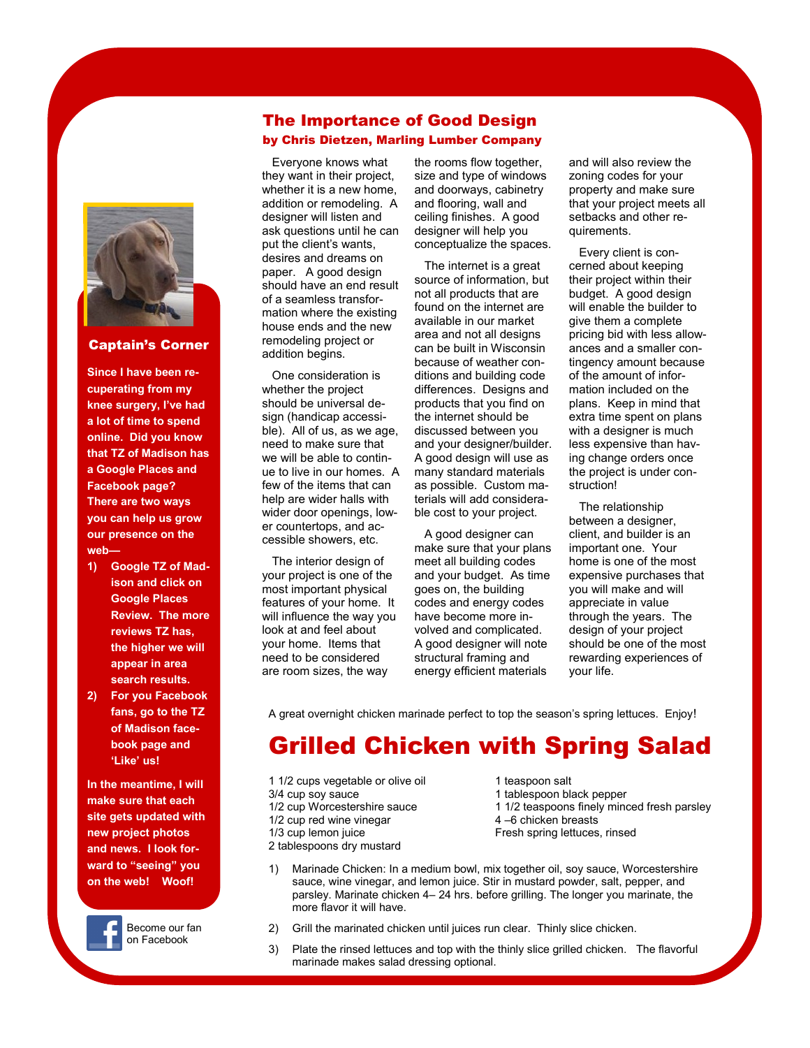## The Importance of Good Design

**by Chris Dietzen, Marling Lumber Company**

Everyone knows what they want in their project, whether it is a new home, addition or remodeling. A designer will listen and ask questions until he can put the client's wants, desires and dreams on paper. A good design should have an end result of a seamless transformation where the existing house ends and the new remodeling project or addition begins.

One consideration is whether the project should be universal design (handicap accessible). All of us, as we age, need to make sure that we will be able to continue to live in our homes. A few of the items that can help are wider halls with wider door openings, lower countertops, and accessible showers, etc.

The interior design of your project is one of the most important physical features of your home. It will influence the way you look at and feel about your home. Items that need to be considered are room sizes, the way the rooms flow together, size and type of windows and doorways, cabinetry and flooring, wall and ceiling finishes. A good designer will help you conceptualize the spaces.

The internet is a great source of information, but not all products that are found on the internet are available in our market area and not all designs can be built in Wisconsin because of weather conditions and building code differences. Designs and products that you find on the internet should be discussed between you and your designer/builder. A good design will use as many standard materials as possible. Custom materials will add considerable cost to your project.

A good designer can make sure that your plans meet all building codes and your budget. As time goes on, the building codes and energy codes have become more involved and complicated. A good designer will note structural framing and energy efficient materials and will also review the zoning codes for your property and make sure that your project meets all setbacks and other requirements.

Every client is concerned about keeping their project within their budget. A good design will enable the builder to give them a complete pricing bid with less allowances and a smaller contingency amount because of the amount of information included on the plans. Keep in mind that extra time spent on plans with a designer is much less expensive than having change orders once the project is under construction!

The relationship between a designer, client, and builder is an important one. Your home is one of the most expensive purchases that you will make and will appreciate in value through the years. The design of your project should be one of the most rewarding experiences of your life.

### Captain's Corner

**Since I have been recuperating from my knee surgery, I've had a lot of time to spend online. Did you know that TZ of Madison has a Google Places and Facebook page? There are two ways you can help us grow our presence on the web—**

1) **Google TZ of Madison and click on Google Places Review. The more reviews TZ has, the higher we will appear in area search results.**
2) **For you Facebook fans, go to the TZ of Madison facebook page and 'Like' us!**

**In the meantime, I will make sure that each site gets updated with new project photos and news. I look forward to "seeing" you on the web! Woof!**

Become our fan on Facebook

A great overnight chicken marinade perfect to top the season's spring lettuces. Enjoy!

# Grilled Chicken with Spring Salad

- 1 1/2 cups vegetable or olive oil
- 3/4 cup soy sauce
- 1/2 cup Worcestershire sauce
- 1/2 cup red wine vinegar
- 1/3 cup lemon juice
- 2 tablespoons dry mustard
- 1 teaspoon salt
- 1 tablespoon black pepper
- 1 1/2 teaspoons finely minced fresh parsley
- 4 –6 chicken breasts
- Fresh spring lettuces, rinsed

1) Marinade Chicken: In a medium bowl, mix together oil, soy sauce, Worcestershire sauce, wine vinegar, and lemon juice. Stir in mustard powder, salt, pepper, and parsley. Marinate chicken 4– 24 hrs. before grilling. The longer you marinate, the more flavor it will have.
2) Grill the marinated chicken until juices run clear. Thinly slice chicken.
3) Plate the rinsed lettuces and top with the thinly slice grilled chicken. The flavorful marinade makes salad dressing optional.